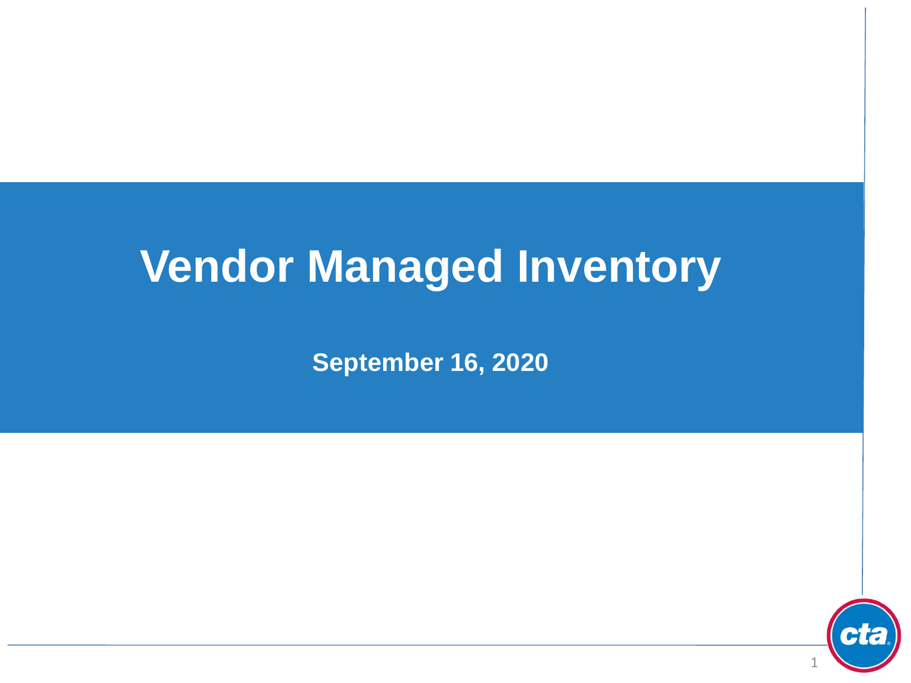# Vendor Managed Inventory

**September 16, 2020**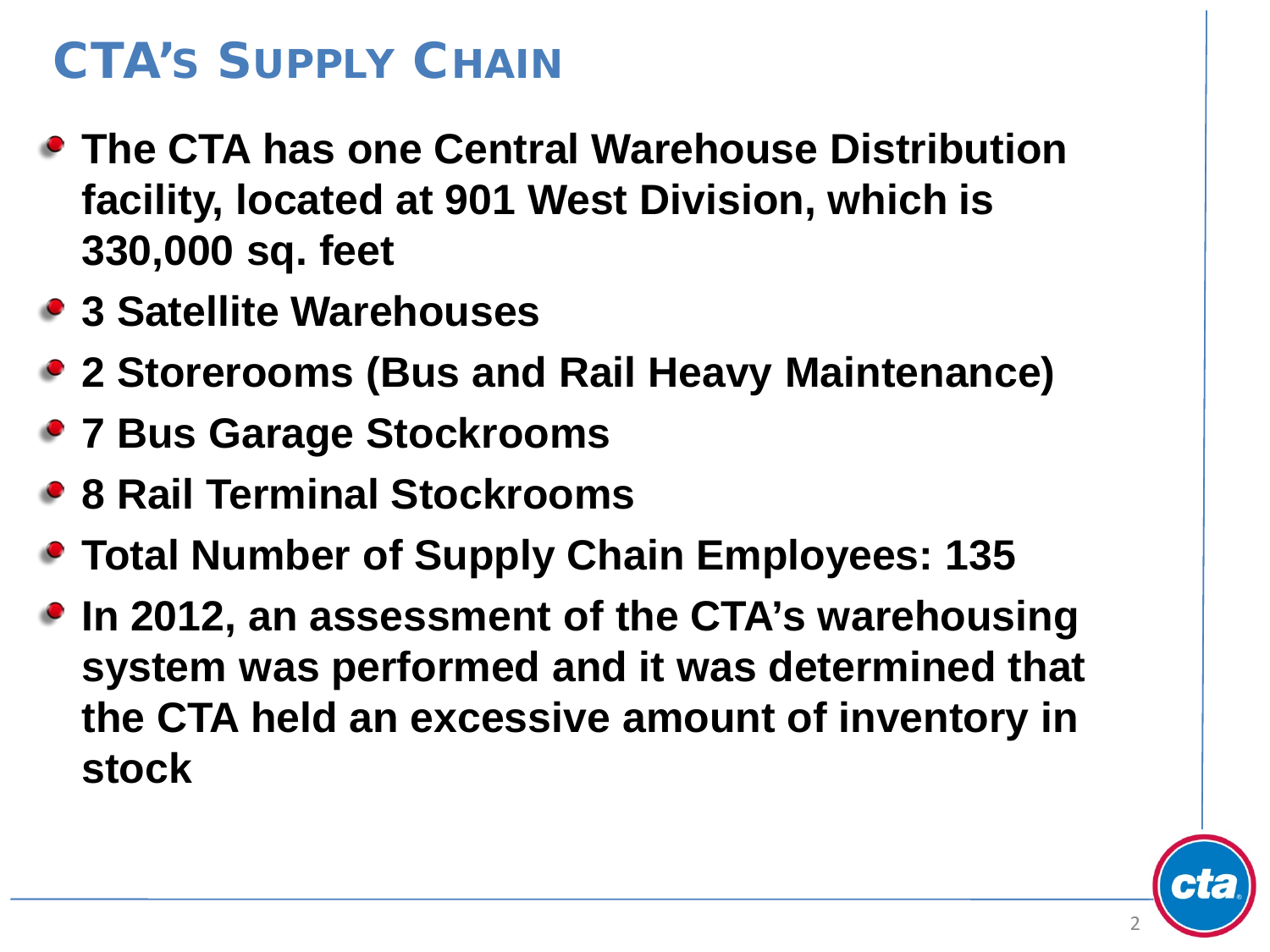# CTA's Supply Chain

- **The CTA has one Central Warehouse Distribution facility, located at 901 West Division, which is 330,000 sq. feet**
- **3 Satellite Warehouses**
- **2 Storerooms (Bus and Rail Heavy Maintenance)**
- **7 Bus Garage Stockrooms**
- **8 Rail Terminal Stockrooms**
- **Total Number of Supply Chain Employees: 135**
- **In 2012, an assessment of the CTA's warehousing system was performed and it was determined that the CTA held an excessive amount of inventory in stock**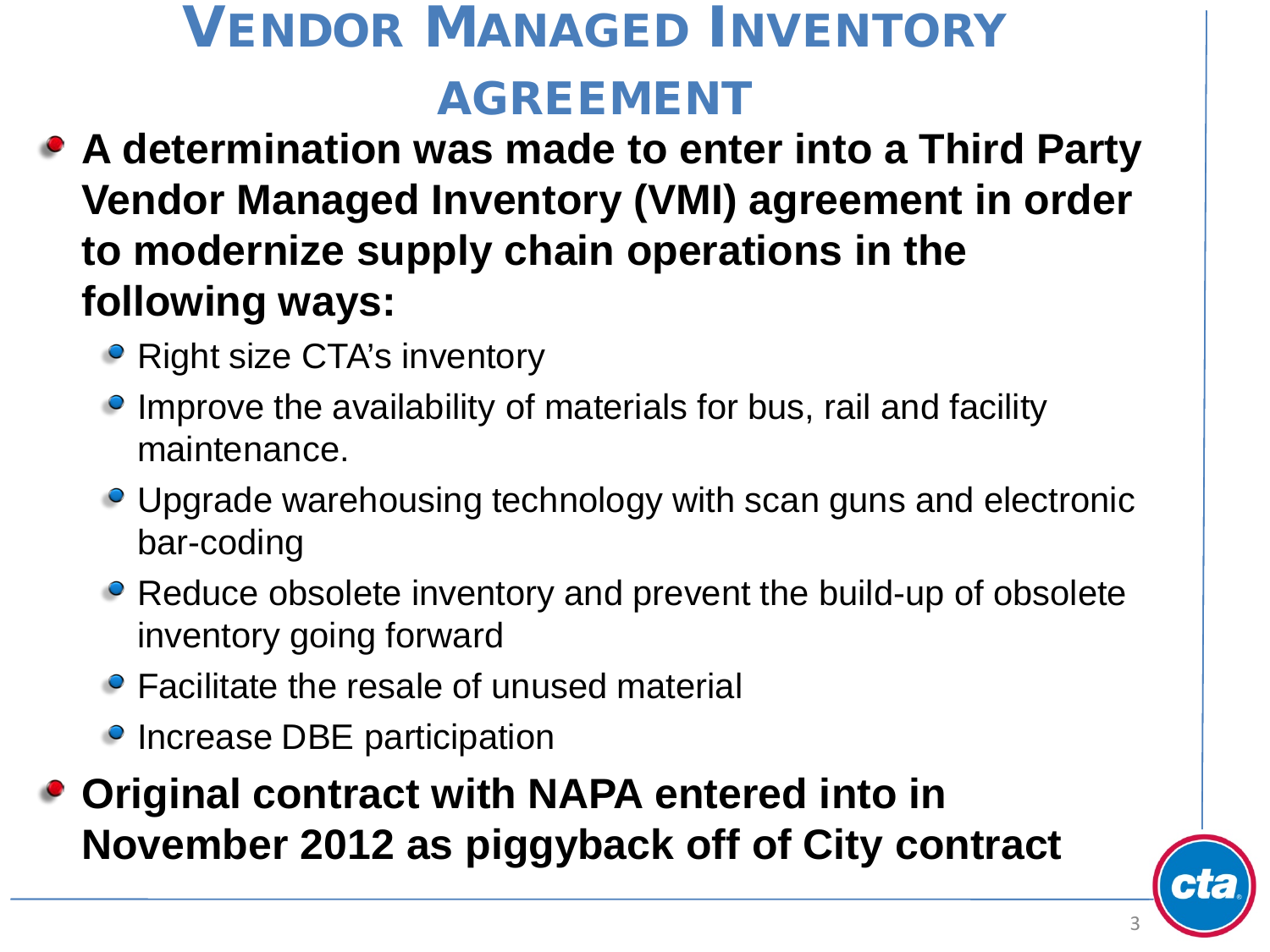# Vendor Managed Inventory Agreement

- **A determination was made to enter into a Third Party Vendor Managed Inventory (VMI) agreement in order to modernize supply chain operations in the following ways:**
  - Right size CTA's inventory
  - Improve the availability of materials for bus, rail and facility maintenance.
  - Upgrade warehousing technology with scan guns and electronic bar-coding
  - Reduce obsolete inventory and prevent the build-up of obsolete inventory going forward
  - Facilitate the resale of unused material
  - Increase DBE participation
- **Original contract with NAPA entered into in November 2012 as piggyback off of City contract**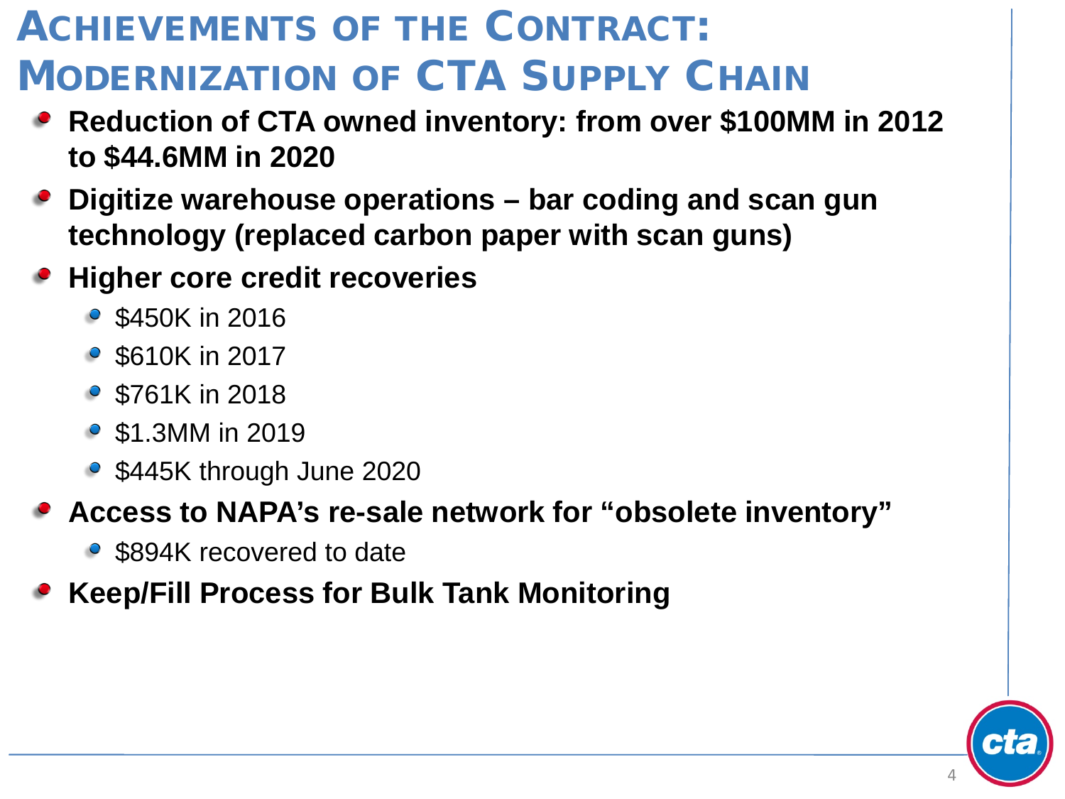# Achievements of the Contract: Modernization of CTA Supply Chain

- **Reduction of CTA owned inventory: from over $100MM in 2012 to $44.6MM in 2020**
- **Digitize warehouse operations – bar coding and scan gun technology (replaced carbon paper with scan guns)**
- **Higher core credit recoveries**
  - $450K in 2016
  - $610K in 2017
  - $761K in 2018
  - $1.3MM in 2019
  - $445K through June 2020
- **Access to NAPA's re-sale network for "obsolete inventory"**
  - $894K recovered to date
- **Keep/Fill Process for Bulk Tank Monitoring**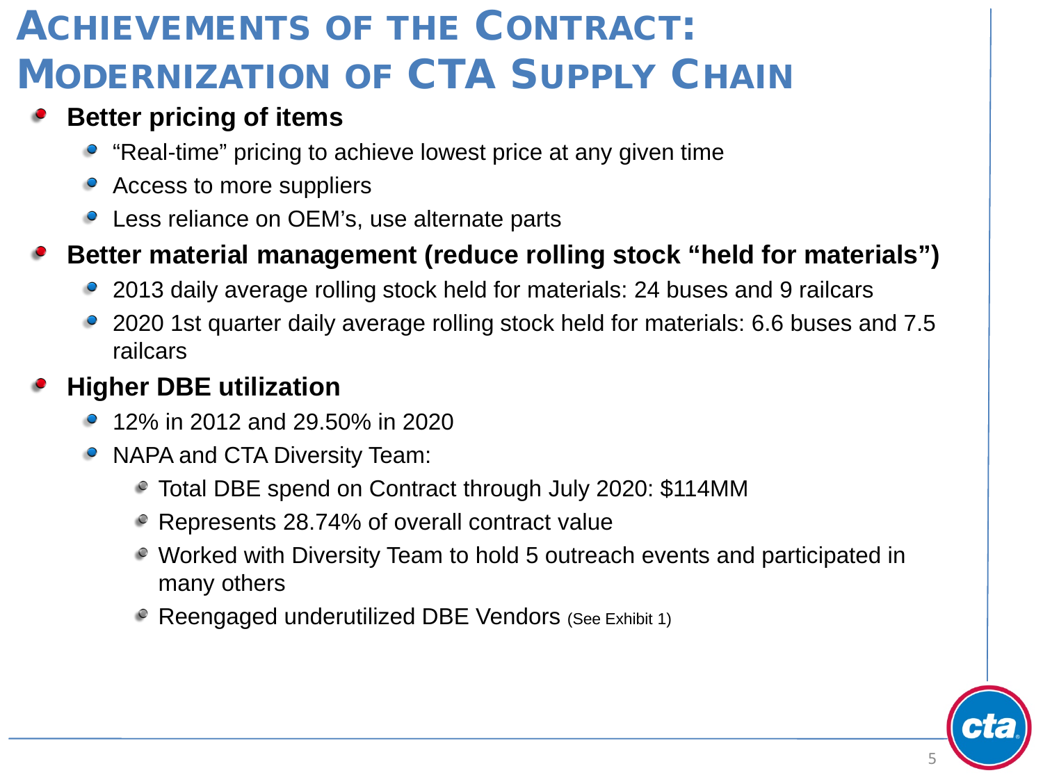# Achievements of the Contract: Modernization of CTA Supply Chain

- **Better pricing of items**
  - "Real-time" pricing to achieve lowest price at any given time
  - Access to more suppliers
  - Less reliance on OEM's, use alternate parts
- **Better material management (reduce rolling stock "held for materials")**
  - 2013 daily average rolling stock held for materials: 24 buses and 9 railcars
  - 2020 1st quarter daily average rolling stock held for materials: 6.6 buses and 7.5 railcars
- **Higher DBE utilization**
  - 12% in 2012 and 29.50% in 2020
  - NAPA and CTA Diversity Team:
    - Total DBE spend on Contract through July 2020: $114MM
    - Represents 28.74% of overall contract value
    - Worked with Diversity Team to hold 5 outreach events and participated in many others
    - Reengaged underutilized DBE Vendors (See Exhibit 1)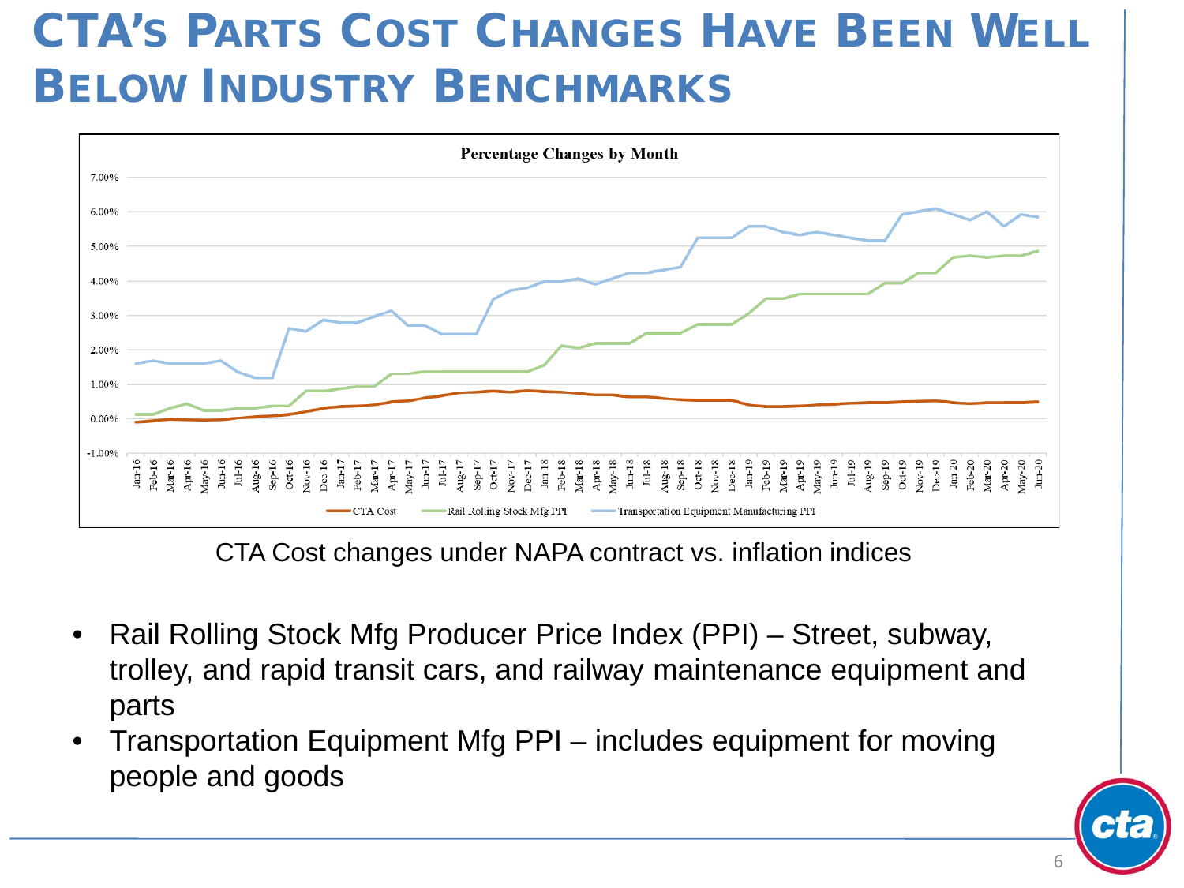# CTA's Parts Cost Changes Have Been Well Below Industry Benchmarks

CTA Cost changes under NAPA contract vs. inflation indices

- Rail Rolling Stock Mfg Producer Price Index (PPI) – Street, subway, trolley, and rapid transit cars, and railway maintenance equipment and parts
- Transportation Equipment Mfg PPI – includes equipment for moving people and goods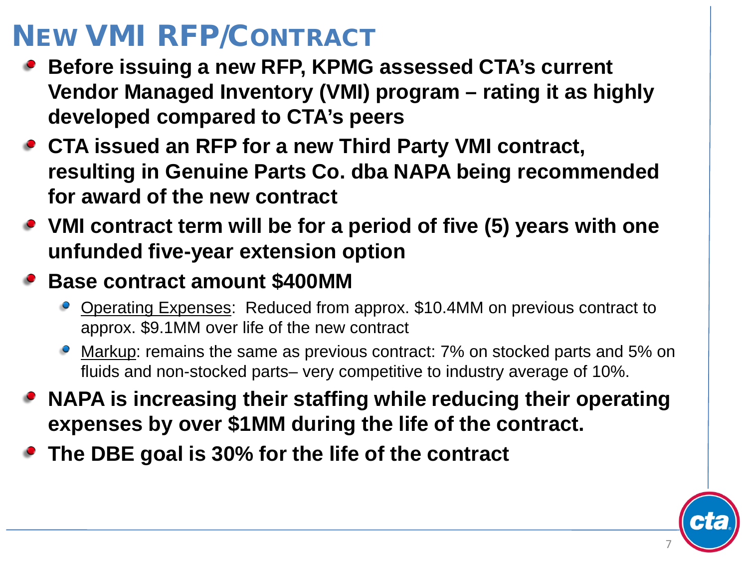# New VMI RFP/Contract

- **Before issuing a new RFP, KPMG assessed CTA's current Vendor Managed Inventory (VMI) program – rating it as highly developed compared to CTA's peers**
- **CTA issued an RFP for a new Third Party VMI contract, resulting in Genuine Parts Co. dba NAPA being recommended for award of the new contract**
- **VMI contract term will be for a period of five (5) years with one unfunded five-year extension option**
- **Base contract amount $400MM**
  - <u>Operating Expenses</u>: Reduced from approx. $10.4MM on previous contract to approx. $9.1MM over life of the new contract
  - <u>Markup</u>: remains the same as previous contract: 7% on stocked parts and 5% on fluids and non-stocked parts– very competitive to industry average of 10%.
- **NAPA is increasing their staffing while reducing their operating expenses by over $1MM during the life of the contract.**
- **The DBE goal is 30% for the life of the contract**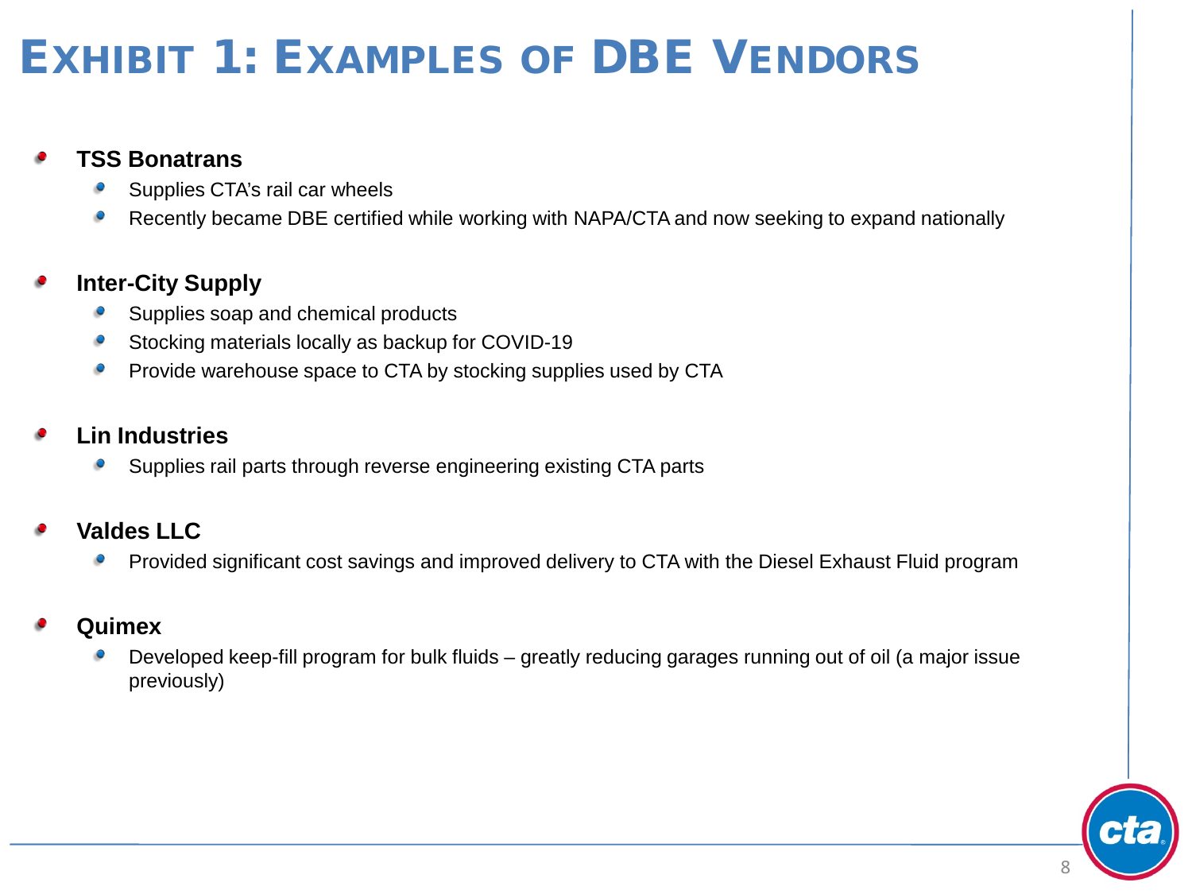# Exhibit 1: Examples of DBE Vendors

- **TSS Bonatrans**
  - Supplies CTA's rail car wheels
  - Recently became DBE certified while working with NAPA/CTA and now seeking to expand nationally
- **Inter-City Supply**
  - Supplies soap and chemical products
  - Stocking materials locally as backup for COVID-19
  - Provide warehouse space to CTA by stocking supplies used by CTA
- **Lin Industries**
  - Supplies rail parts through reverse engineering existing CTA parts
- **Valdes LLC**
  - Provided significant cost savings and improved delivery to CTA with the Diesel Exhaust Fluid program
- **Quimex**
  - Developed keep-fill program for bulk fluids – greatly reducing garages running out of oil (a major issue previously)